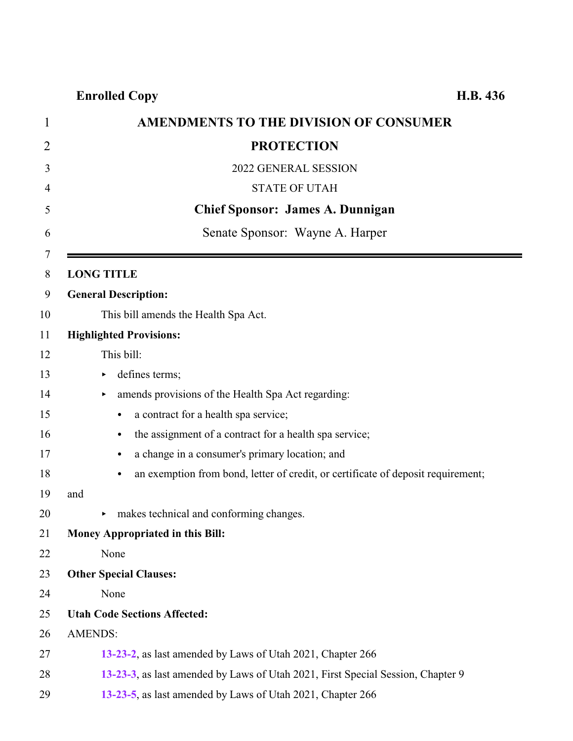**Enrolled Copy** **H.B. 436**

# AMENDMENTS TO THE DIVISION OF CONSUMER PROTECTION

2022 GENERAL SESSION

STATE OF UTAH

**Chief Sponsor: James A. Dunnigan**

Senate Sponsor: Wayne A. Harper

---

**LONG TITLE**

**General Description:**

This bill amends the Health Spa Act.

**Highlighted Provisions:**

This bill:

- defines terms;
- amends provisions of the Health Spa Act regarding:
  - a contract for a health spa service;
  - the assignment of a contract for a health spa service;
  - a change in a consumer's primary location; and
  - an exemption from bond, letter of credit, or certificate of deposit requirement;

and

- makes technical and conforming changes.

**Money Appropriated in this Bill:**

None

**Other Special Clauses:**

None

**Utah Code Sections Affected:**

AMENDS:

13-23-2, as last amended by Laws of Utah 2021, Chapter 266

13-23-3, as last amended by Laws of Utah 2021, First Special Session, Chapter 9

13-23-5, as last amended by Laws of Utah 2021, Chapter 266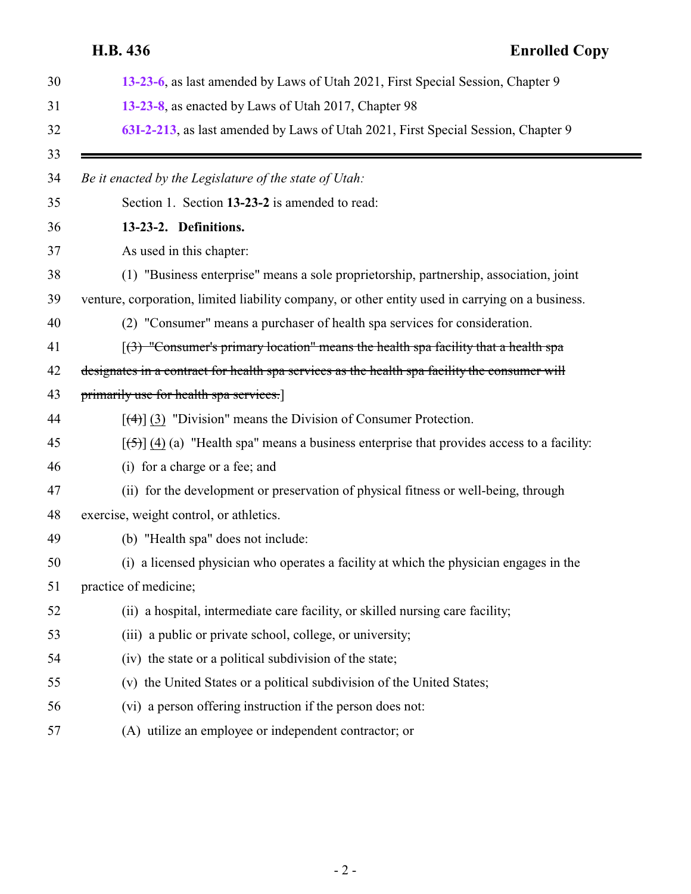13-23-6, as last amended by Laws of Utah 2021, First Special Session, Chapter 9

13-23-8, as enacted by Laws of Utah 2017, Chapter 98

63I-2-213, as last amended by Laws of Utah 2021, First Special Session, Chapter 9

---

*Be it enacted by the Legislature of the state of Utah:*

Section 1. Section **13-23-2** is amended to read:

**13-23-2. Definitions.**

As used in this chapter:

(1) "Business enterprise" means a sole proprietorship, partnership, association, joint venture, corporation, limited liability company, or other entity used in carrying on a business.

(2) "Consumer" means a purchaser of health spa services for consideration.

[~~(3) "Consumer's primary location" means the health spa facility that a health spa designates in a contract for health spa services as the health spa facility the consumer will primarily use for health spa services.~~]

[~~(4)~~] (3) "Division" means the Division of Consumer Protection.

[~~(5)~~] (4) (a) "Health spa" means a business enterprise that provides access to a facility:

(i) for a charge or a fee; and

(ii) for the development or preservation of physical fitness or well-being, through exercise, weight control, or athletics.

(b) "Health spa" does not include:

(i) a licensed physician who operates a facility at which the physician engages in the practice of medicine;

(ii) a hospital, intermediate care facility, or skilled nursing care facility;

(iii) a public or private school, college, or university;

(iv) the state or a political subdivision of the state;

(v) the United States or a political subdivision of the United States;

(vi) a person offering instruction if the person does not:

(A) utilize an employee or independent contractor; or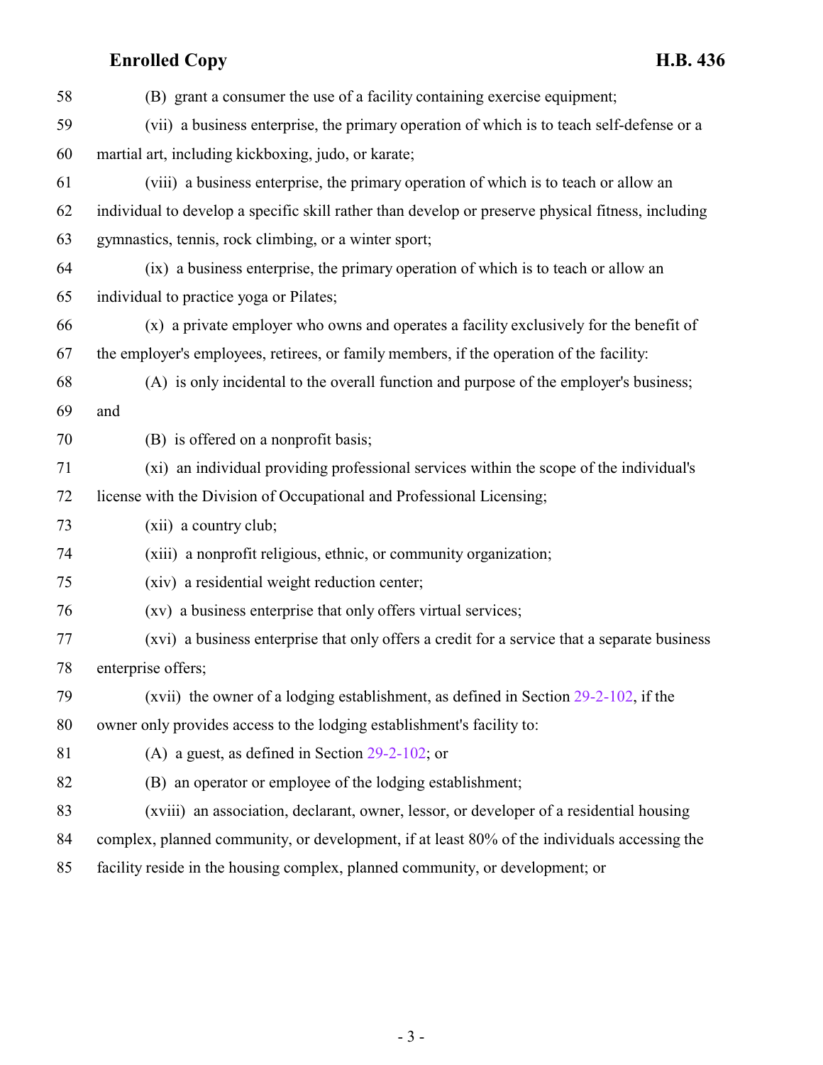(B) grant a consumer the use of a facility containing exercise equipment;

(vii) a business enterprise, the primary operation of which is to teach self-defense or a martial art, including kickboxing, judo, or karate;

(viii) a business enterprise, the primary operation of which is to teach or allow an individual to develop a specific skill rather than develop or preserve physical fitness, including gymnastics, tennis, rock climbing, or a winter sport;

(ix) a business enterprise, the primary operation of which is to teach or allow an individual to practice yoga or Pilates;

(x) a private employer who owns and operates a facility exclusively for the benefit of the employer's employees, retirees, or family members, if the operation of the facility:

(A) is only incidental to the overall function and purpose of the employer's business; and

(B) is offered on a nonprofit basis;

(xi) an individual providing professional services within the scope of the individual's license with the Division of Occupational and Professional Licensing;

(xii) a country club;

(xiii) a nonprofit religious, ethnic, or community organization;

(xiv) a residential weight reduction center;

(xv) a business enterprise that only offers virtual services;

(xvi) a business enterprise that only offers a credit for a service that a separate business enterprise offers;

(xvii) the owner of a lodging establishment, as defined in Section 29-2-102, if the owner only provides access to the lodging establishment's facility to:

(A) a guest, as defined in Section 29-2-102; or

(B) an operator or employee of the lodging establishment;

(xviii) an association, declarant, owner, lessor, or developer of a residential housing complex, planned community, or development, if at least 80% of the individuals accessing the facility reside in the housing complex, planned community, or development; or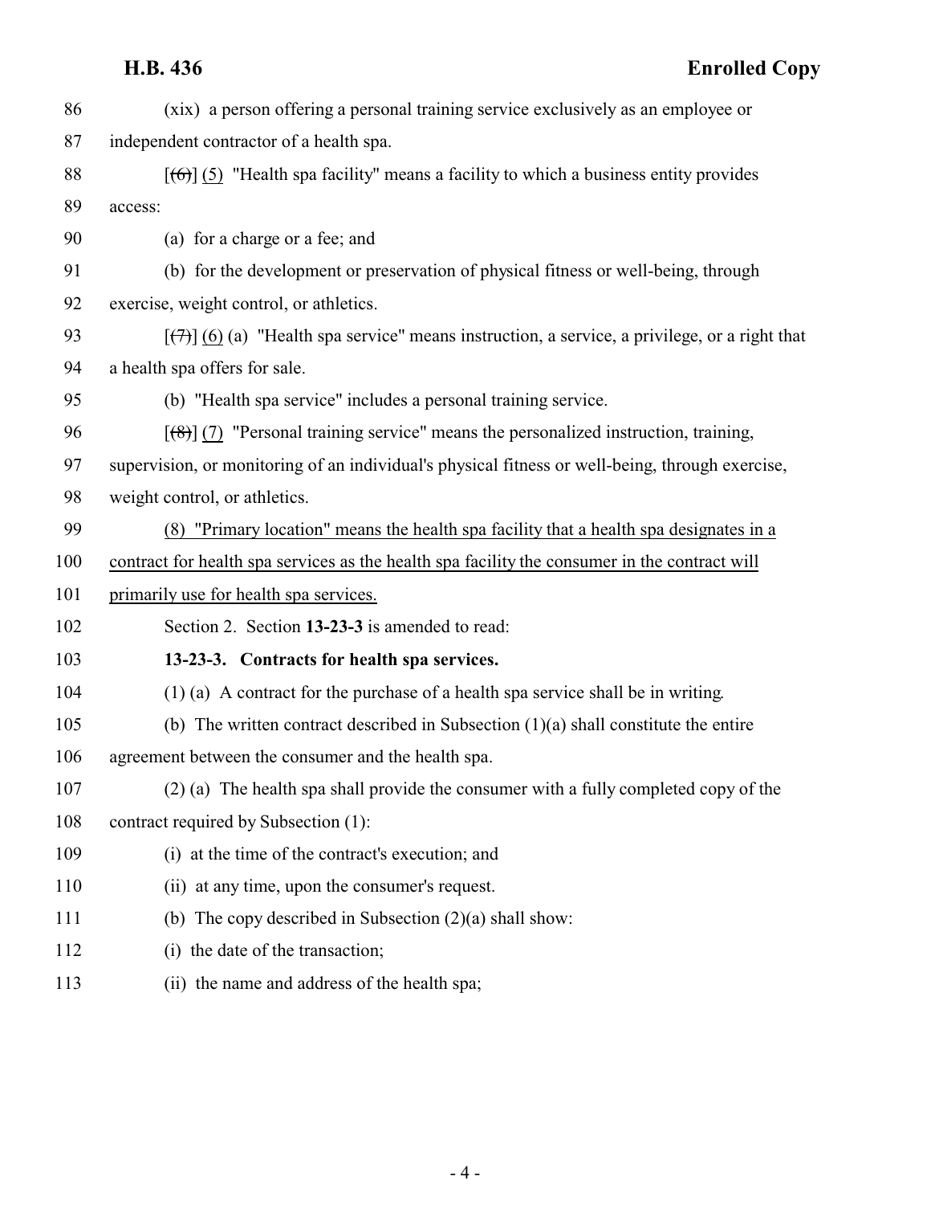(xix) a person offering a personal training service exclusively as an employee or independent contractor of a health spa.

[(6)] (5) "Health spa facility" means a facility to which a business entity provides access:

(a) for a charge or a fee; and

(b) for the development or preservation of physical fitness or well-being, through exercise, weight control, or athletics.

[(7)] (6) (a) "Health spa service" means instruction, a service, a privilege, or a right that a health spa offers for sale.

(b) "Health spa service" includes a personal training service.

[(8)] (7) "Personal training service" means the personalized instruction, training, supervision, or monitoring of an individual's physical fitness or well-being, through exercise, weight control, or athletics.

(8) "Primary location" means the health spa facility that a health spa designates in a contract for health spa services as the health spa facility the consumer in the contract will primarily use for health spa services.

Section 2. Section **13-23-3** is amended to read:

**13-23-3. Contracts for health spa services.**

(1) (a) A contract for the purchase of a health spa service shall be in writing.

(b) The written contract described in Subsection (1)(a) shall constitute the entire agreement between the consumer and the health spa.

(2) (a) The health spa shall provide the consumer with a fully completed copy of the contract required by Subsection (1):

(i) at the time of the contract's execution; and

(ii) at any time, upon the consumer's request.

(b) The copy described in Subsection (2)(a) shall show:

(i) the date of the transaction;

(ii) the name and address of the health spa;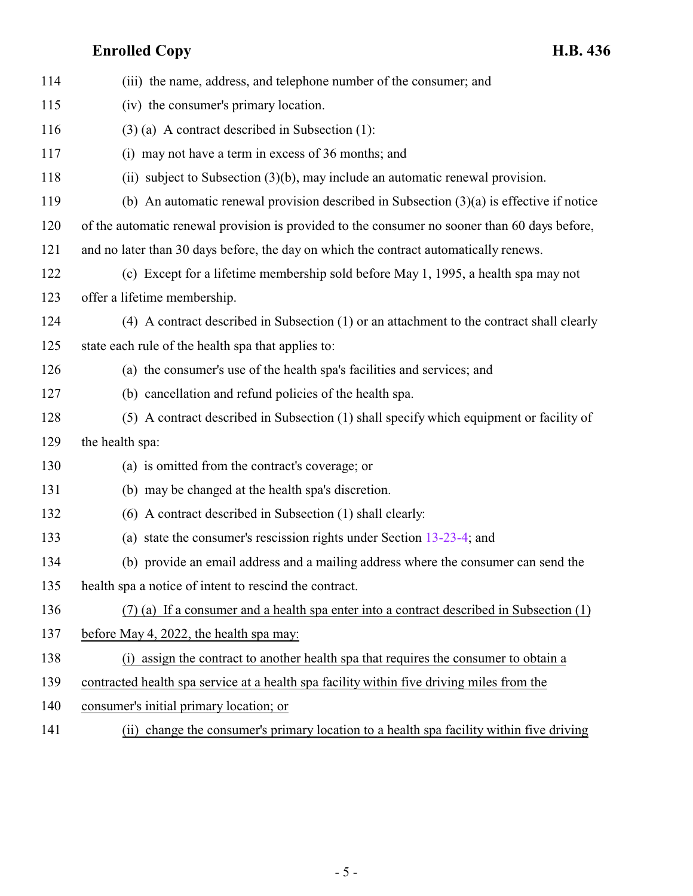(iii) the name, address, and telephone number of the consumer; and

(iv) the consumer's primary location.

(3) (a) A contract described in Subsection (1):

(i) may not have a term in excess of 36 months; and

(ii) subject to Subsection (3)(b), may include an automatic renewal provision.

(b) An automatic renewal provision described in Subsection (3)(a) is effective if notice of the automatic renewal provision is provided to the consumer no sooner than 60 days before, and no later than 30 days before, the day on which the contract automatically renews.

(c) Except for a lifetime membership sold before May 1, 1995, a health spa may not offer a lifetime membership.

(4) A contract described in Subsection (1) or an attachment to the contract shall clearly state each rule of the health spa that applies to:

(a) the consumer's use of the health spa's facilities and services; and

(b) cancellation and refund policies of the health spa.

(5) A contract described in Subsection (1) shall specify which equipment or facility of the health spa:

(a) is omitted from the contract's coverage; or

(b) may be changed at the health spa's discretion.

(6) A contract described in Subsection (1) shall clearly:

(a) state the consumer's rescission rights under Section 13-23-4; and

(b) provide an email address and a mailing address where the consumer can send the health spa a notice of intent to rescind the contract.

<u>(7) (a) If a consumer and a health spa enter into a contract described in Subsection (1) before May 4, 2022, the health spa may:</u>

<u>(i) assign the contract to another health spa that requires the consumer to obtain a contracted health spa service at a health spa facility within five driving miles from the consumer's initial primary location; or</u>

<u>(ii) change the consumer's primary location to a health spa facility within five driving</u>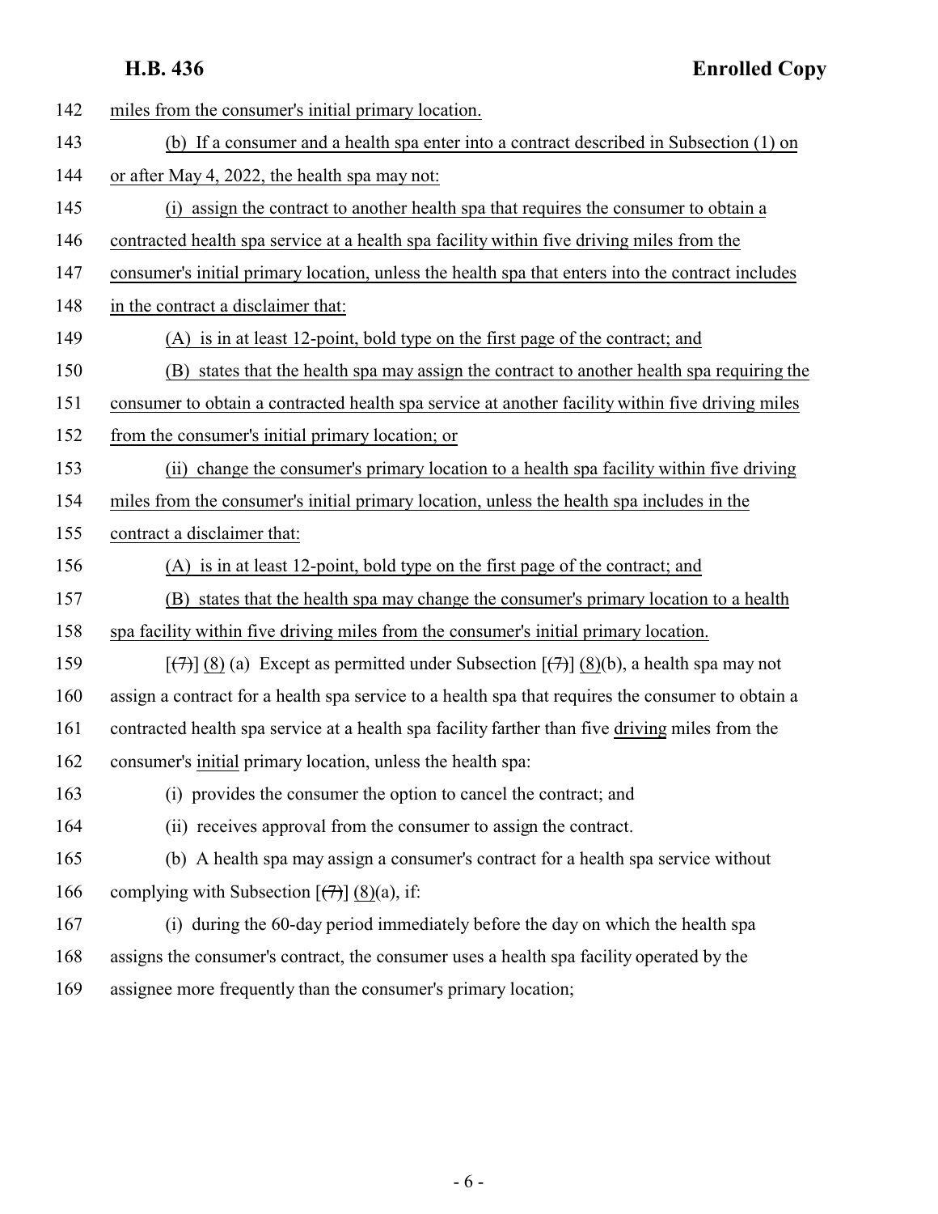142 miles from the consumer's initial primary location.

143 (b) If a consumer and a health spa enter into a contract described in Subsection (1) on
144 or after May 4, 2022, the health spa may not:

145 (i) assign the contract to another health spa that requires the consumer to obtain a
146 contracted health spa service at a health spa facility within five driving miles from the
147 consumer's initial primary location, unless the health spa that enters into the contract includes
148 in the contract a disclaimer that:

149 (A) is in at least 12-point, bold type on the first page of the contract; and

150 (B) states that the health spa may assign the contract to another health spa requiring the
151 consumer to obtain a contracted health spa service at another facility within five driving miles
152 from the consumer's initial primary location; or

153 (ii) change the consumer's primary location to a health spa facility within five driving
154 miles from the consumer's initial primary location, unless the health spa includes in the
155 contract a disclaimer that:

156 (A) is in at least 12-point, bold type on the first page of the contract; and

157 (B) states that the health spa may change the consumer's primary location to a health
158 spa facility within five driving miles from the consumer's initial primary location.

159 [~~(7)~~] (8) (a) Except as permitted under Subsection [~~(7)~~] (8)(b), a health spa may not
160 assign a contract for a health spa service to a health spa that requires the consumer to obtain a
161 contracted health spa service at a health spa facility farther than five driving miles from the
162 consumer's initial primary location, unless the health spa:

163 (i) provides the consumer the option to cancel the contract; and

164 (ii) receives approval from the consumer to assign the contract.

165 (b) A health spa may assign a consumer's contract for a health spa service without
166 complying with Subsection [~~(7)~~] (8)(a), if:

167 (i) during the 60-day period immediately before the day on which the health spa
168 assigns the consumer's contract, the consumer uses a health spa facility operated by the
169 assignee more frequently than the consumer's primary location;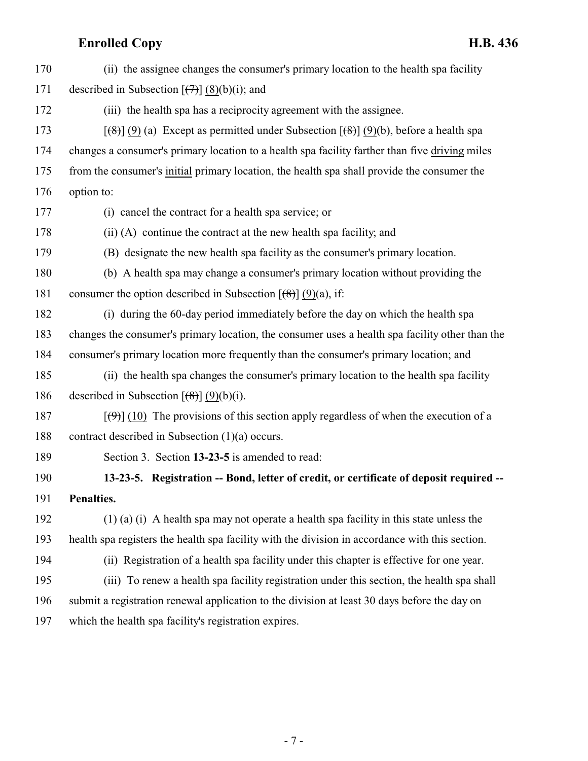170 (ii) the assignee changes the consumer's primary location to the health spa facility
171 described in Subsection [(7)] (8)(b)(i); and

172 (iii) the health spa has a reciprocity agreement with the assignee.

173 [(8)] (9) (a) Except as permitted under Subsection [(8)] (9)(b), before a health spa
174 changes a consumer's primary location to a health spa facility farther than five driving miles
175 from the consumer's initial primary location, the health spa shall provide the consumer the
176 option to:

177 (i) cancel the contract for a health spa service; or

178 (ii) (A) continue the contract at the new health spa facility; and

179 (B) designate the new health spa facility as the consumer's primary location.

180 (b) A health spa may change a consumer's primary location without providing the
181 consumer the option described in Subsection [(8)] (9)(a), if:

182 (i) during the 60-day period immediately before the day on which the health spa
183 changes the consumer's primary location, the consumer uses a health spa facility other than the
184 consumer's primary location more frequently than the consumer's primary location; and

185 (ii) the health spa changes the consumer's primary location to the health spa facility
186 described in Subsection [(8)] (9)(b)(i).

187 [(9)] (10) The provisions of this section apply regardless of when the execution of a
188 contract described in Subsection (1)(a) occurs.

189 Section 3. Section **13-23-5** is amended to read:

190 **13-23-5. Registration -- Bond, letter of credit, or certificate of deposit required --**
191 **Penalties.**

192 (1) (a) (i) A health spa may not operate a health spa facility in this state unless the
193 health spa registers the health spa facility with the division in accordance with this section.

194 (ii) Registration of a health spa facility under this chapter is effective for one year.

195 (iii) To renew a health spa facility registration under this section, the health spa shall
196 submit a registration renewal application to the division at least 30 days before the day on
197 which the health spa facility's registration expires.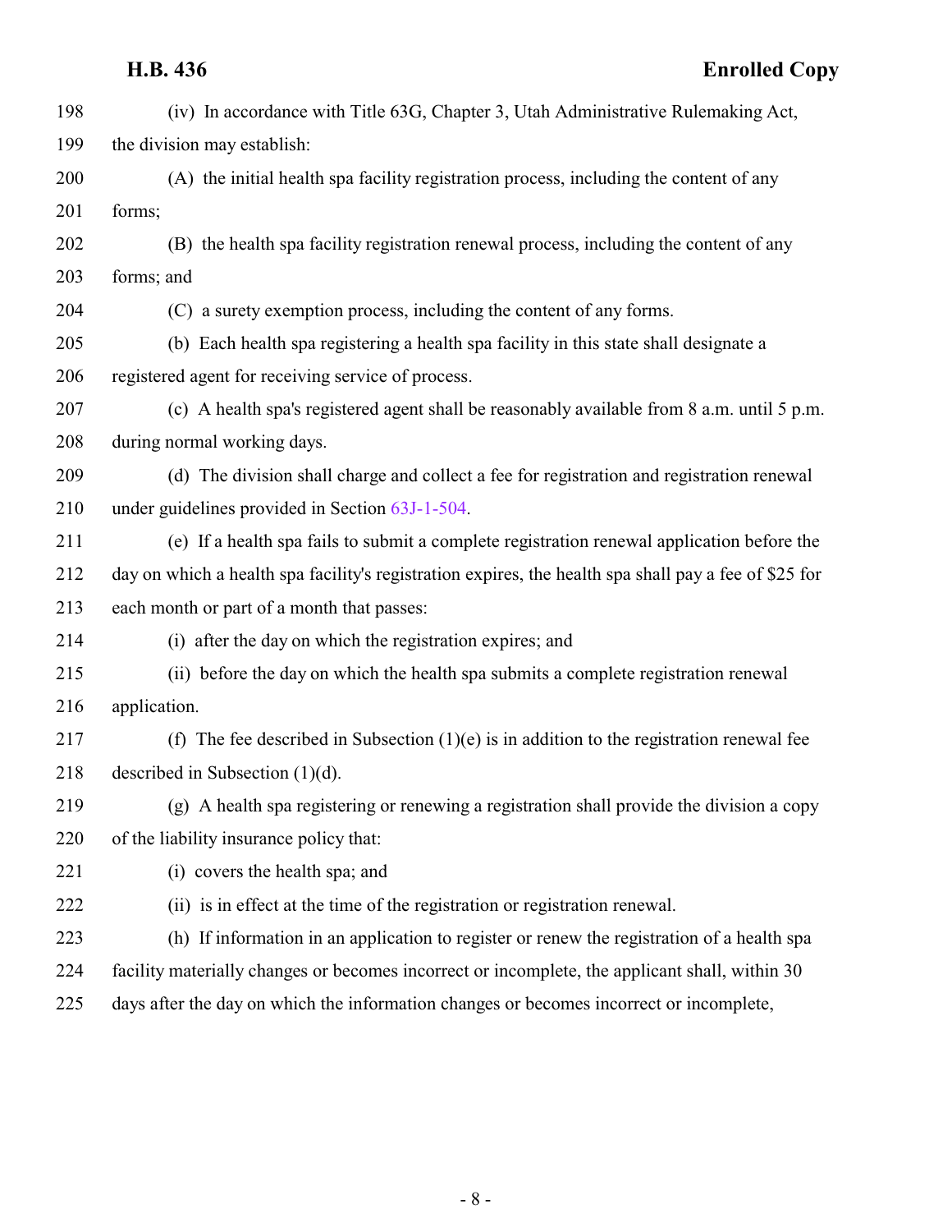(iv) In accordance with Title 63G, Chapter 3, Utah Administrative Rulemaking Act, the division may establish:

(A) the initial health spa facility registration process, including the content of any forms;

(B) the health spa facility registration renewal process, including the content of any forms; and

(C) a surety exemption process, including the content of any forms.

(b) Each health spa registering a health spa facility in this state shall designate a registered agent for receiving service of process.

(c) A health spa's registered agent shall be reasonably available from 8 a.m. until 5 p.m. during normal working days.

(d) The division shall charge and collect a fee for registration and registration renewal under guidelines provided in Section 63J-1-504.

(e) If a health spa fails to submit a complete registration renewal application before the day on which a health spa facility's registration expires, the health spa shall pay a fee of $25 for each month or part of a month that passes:

(i) after the day on which the registration expires; and

(ii) before the day on which the health spa submits a complete registration renewal application.

(f) The fee described in Subsection (1)(e) is in addition to the registration renewal fee described in Subsection (1)(d).

(g) A health spa registering or renewing a registration shall provide the division a copy of the liability insurance policy that:

(i) covers the health spa; and

(ii) is in effect at the time of the registration or registration renewal.

(h) If information in an application to register or renew the registration of a health spa facility materially changes or becomes incorrect or incomplete, the applicant shall, within 30 days after the day on which the information changes or becomes incorrect or incomplete,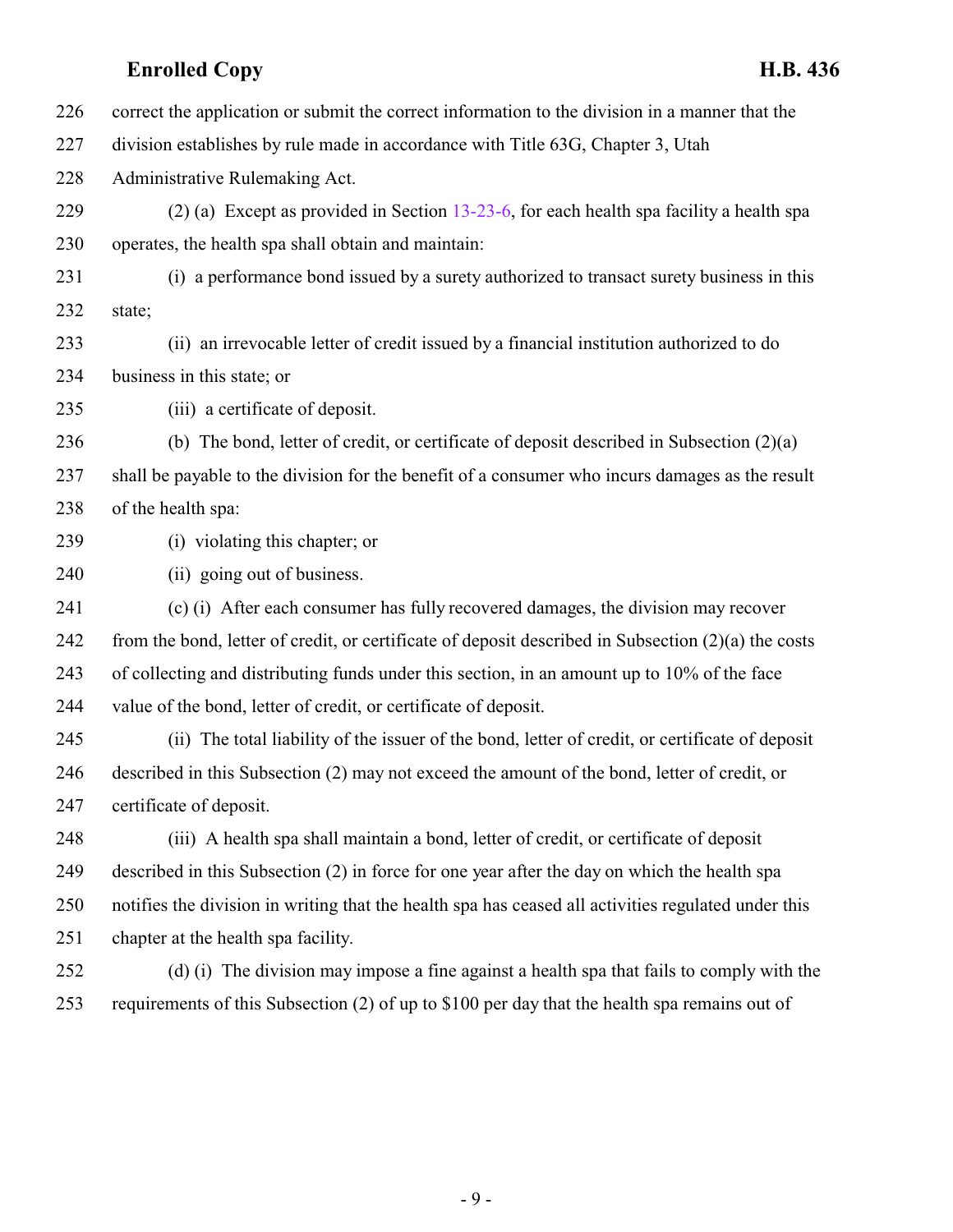correct the application or submit the correct information to the division in a manner that the division establishes by rule made in accordance with Title 63G, Chapter 3, Utah Administrative Rulemaking Act.

(2) (a) Except as provided in Section 13-23-6, for each health spa facility a health spa operates, the health spa shall obtain and maintain:

(i) a performance bond issued by a surety authorized to transact surety business in this state;

(ii) an irrevocable letter of credit issued by a financial institution authorized to do business in this state; or

(iii) a certificate of deposit.

(b) The bond, letter of credit, or certificate of deposit described in Subsection (2)(a) shall be payable to the division for the benefit of a consumer who incurs damages as the result of the health spa:

(i) violating this chapter; or

(ii) going out of business.

(c) (i) After each consumer has fully recovered damages, the division may recover from the bond, letter of credit, or certificate of deposit described in Subsection (2)(a) the costs of collecting and distributing funds under this section, in an amount up to 10% of the face value of the bond, letter of credit, or certificate of deposit.

(ii) The total liability of the issuer of the bond, letter of credit, or certificate of deposit described in this Subsection (2) may not exceed the amount of the bond, letter of credit, or certificate of deposit.

(iii) A health spa shall maintain a bond, letter of credit, or certificate of deposit described in this Subsection (2) in force for one year after the day on which the health spa notifies the division in writing that the health spa has ceased all activities regulated under this chapter at the health spa facility.

(d) (i) The division may impose a fine against a health spa that fails to comply with the requirements of this Subsection (2) of up to $100 per day that the health spa remains out of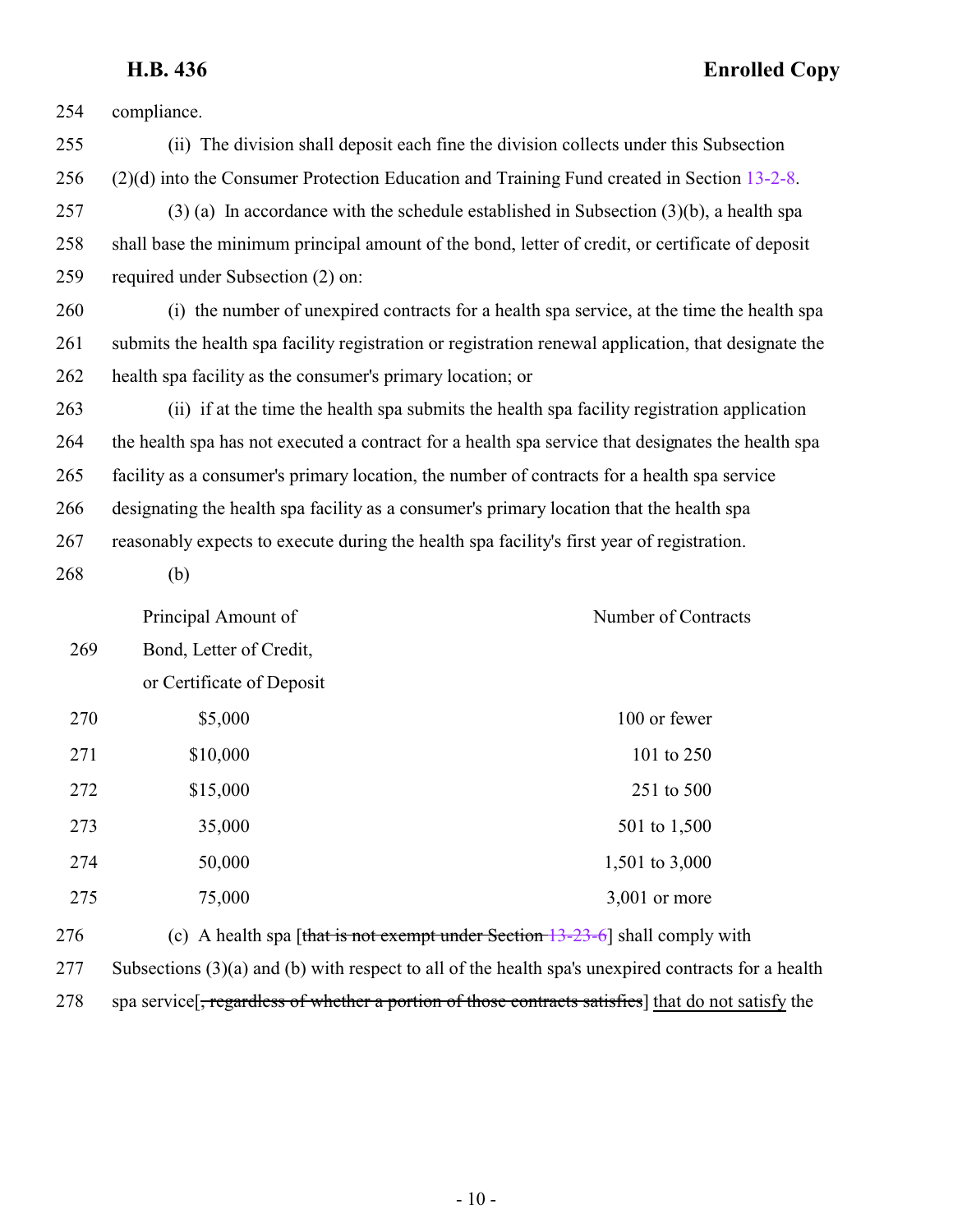compliance.

(ii) The division shall deposit each fine the division collects under this Subsection (2)(d) into the Consumer Protection Education and Training Fund created in Section 13-2-8.

(3) (a) In accordance with the schedule established in Subsection (3)(b), a health spa shall base the minimum principal amount of the bond, letter of credit, or certificate of deposit required under Subsection (2) on:

(i) the number of unexpired contracts for a health spa service, at the time the health spa submits the health spa facility registration or registration renewal application, that designate the health spa facility as the consumer's primary location; or

(ii) if at the time the health spa submits the health spa facility registration application the health spa has not executed a contract for a health spa service that designates the health spa facility as a consumer's primary location, the number of contracts for a health spa service designating the health spa facility as a consumer's primary location that the health spa reasonably expects to execute during the health spa facility's first year of registration.

(b)

| Principal Amount of Bond, Letter of Credit, or Certificate of Deposit | Number of Contracts |
|---|---|
| $5,000 | 100 or fewer |
| $10,000 | 101 to 250 |
| $15,000 | 251 to 500 |
| 35,000 | 501 to 1,500 |
| 50,000 | 1,501 to 3,000 |
| 75,000 | 3,001 or more |

(c) A health spa [~~that is not exempt under Section 13-23-6~~] shall comply with Subsections (3)(a) and (b) with respect to all of the health spa's unexpired contracts for a health spa service[~~, regardless of whether a portion of those contracts satisfies~~] that do not satisfy the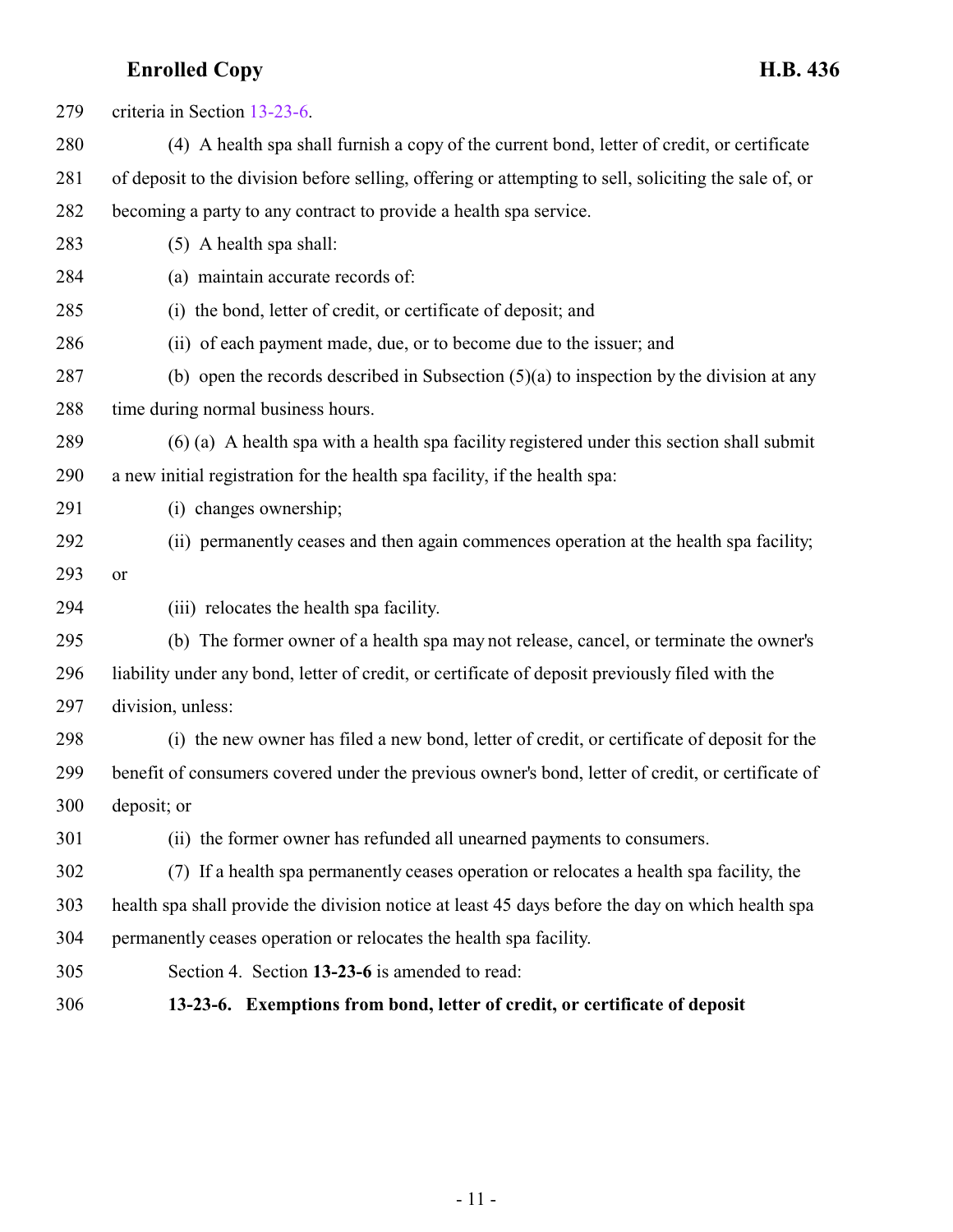criteria in Section 13-23-6.

(4) A health spa shall furnish a copy of the current bond, letter of credit, or certificate of deposit to the division before selling, offering or attempting to sell, soliciting the sale of, or becoming a party to any contract to provide a health spa service.

(5) A health spa shall:

(a) maintain accurate records of:

(i) the bond, letter of credit, or certificate of deposit; and

(ii) of each payment made, due, or to become due to the issuer; and

(b) open the records described in Subsection (5)(a) to inspection by the division at any time during normal business hours.

(6) (a) A health spa with a health spa facility registered under this section shall submit a new initial registration for the health spa facility, if the health spa:

(i) changes ownership;

(ii) permanently ceases and then again commences operation at the health spa facility; or

(iii) relocates the health spa facility.

(b) The former owner of a health spa may not release, cancel, or terminate the owner's liability under any bond, letter of credit, or certificate of deposit previously filed with the division, unless:

(i) the new owner has filed a new bond, letter of credit, or certificate of deposit for the benefit of consumers covered under the previous owner's bond, letter of credit, or certificate of deposit; or

(ii) the former owner has refunded all unearned payments to consumers.

(7) If a health spa permanently ceases operation or relocates a health spa facility, the health spa shall provide the division notice at least 45 days before the day on which health spa permanently ceases operation or relocates the health spa facility.

Section 4. Section **13-23-6** is amended to read:

**13-23-6. Exemptions from bond, letter of credit, or certificate of deposit**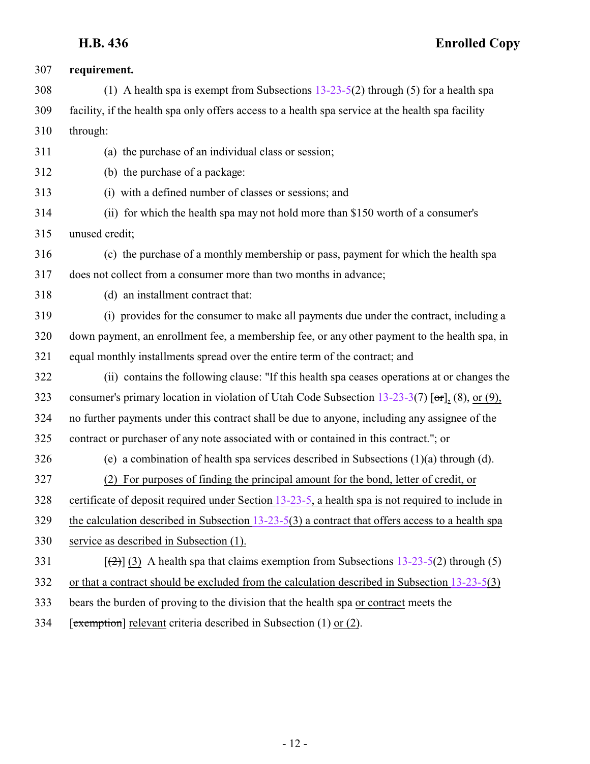**requirement.**

(1) A health spa is exempt from Subsections 13-23-5(2) through (5) for a health spa facility, if the health spa only offers access to a health spa service at the health spa facility through:

(a) the purchase of an individual class or session;

(b) the purchase of a package:

(i) with a defined number of classes or sessions; and

(ii) for which the health spa may not hold more than $150 worth of a consumer's unused credit;

(c) the purchase of a monthly membership or pass, payment for which the health spa does not collect from a consumer more than two months in advance;

(d) an installment contract that:

(i) provides for the consumer to make all payments due under the contract, including a down payment, an enrollment fee, a membership fee, or any other payment to the health spa, in equal monthly installments spread over the entire term of the contract; and

(ii) contains the following clause: "If this health spa ceases operations at or changes the consumer's primary location in violation of Utah Code Subsection 13-23-3(7) [~~or~~], (8), or (9), no further payments under this contract shall be due to anyone, including any assignee of the contract or purchaser of any note associated with or contained in this contract."; or

(e) a combination of health spa services described in Subsections (1)(a) through (d).

(2) For purposes of finding the principal amount for the bond, letter of credit, or certificate of deposit required under Section 13-23-5, a health spa is not required to include in the calculation described in Subsection 13-23-5(3) a contract that offers access to a health spa service as described in Subsection (1).

[~~(2)~~] (3) A health spa that claims exemption from Subsections 13-23-5(2) through (5) or that a contract should be excluded from the calculation described in Subsection 13-23-5(3) bears the burden of proving to the division that the health spa or contract meets the [~~exemption~~] relevant criteria described in Subsection (1) or (2).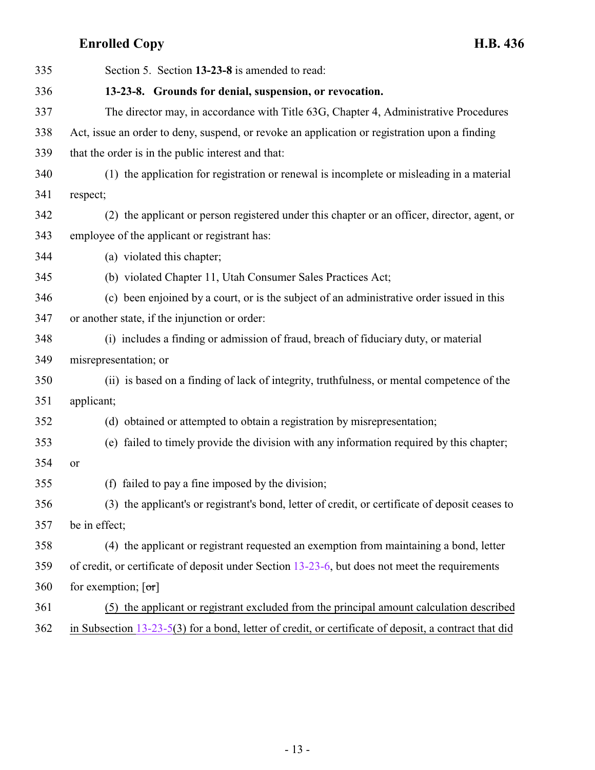Section 5. Section **13-23-8** is amended to read:

**13-23-8. Grounds for denial, suspension, or revocation.**

The director may, in accordance with Title 63G, Chapter 4, Administrative Procedures Act, issue an order to deny, suspend, or revoke an application or registration upon a finding that the order is in the public interest and that:

(1) the application for registration or renewal is incomplete or misleading in a material respect;

(2) the applicant or person registered under this chapter or an officer, director, agent, or employee of the applicant or registrant has:

(a) violated this chapter;

(b) violated Chapter 11, Utah Consumer Sales Practices Act;

(c) been enjoined by a court, or is the subject of an administrative order issued in this or another state, if the injunction or order:

(i) includes a finding or admission of fraud, breach of fiduciary duty, or material misrepresentation; or

(ii) is based on a finding of lack of integrity, truthfulness, or mental competence of the applicant;

(d) obtained or attempted to obtain a registration by misrepresentation;

(e) failed to timely provide the division with any information required by this chapter; or

(f) failed to pay a fine imposed by the division;

(3) the applicant's or registrant's bond, letter of credit, or certificate of deposit ceases to be in effect;

(4) the applicant or registrant requested an exemption from maintaining a bond, letter of credit, or certificate of deposit under Section 13-23-6, but does not meet the requirements for exemption; [~~or~~]

<u>(5) the applicant or registrant excluded from the principal amount calculation described in Subsection 13-23-5(3) for a bond, letter of credit, or certificate of deposit, a contract that did</u>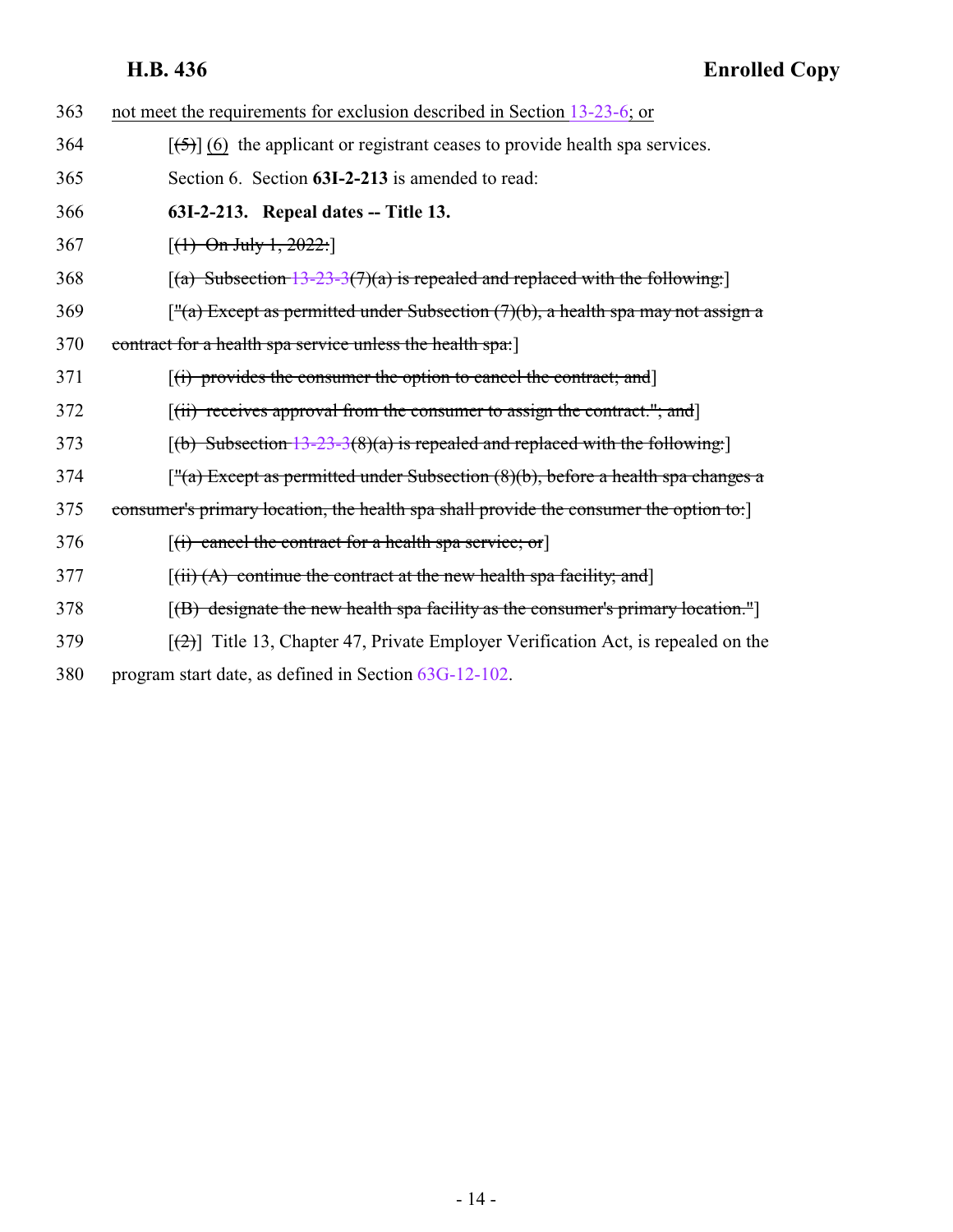363 not meet the requirements for exclusion described in Section 13-23-6; or

364 [(5)] (6) the applicant or registrant ceases to provide health spa services.

365 Section 6. Section **63I-2-213** is amended to read:

366 **63I-2-213. Repeal dates -- Title 13.**

367 [~~(1) On July 1, 2022:~~]

368 [~~(a) Subsection 13-23-3(7)(a) is repealed and replaced with the following:~~]

369 [~~"(a) Except as permitted under Subsection (7)(b), a health spa may not assign a~~

370 ~~contract for a health spa service unless the health spa:~~]

371 [~~(i) provides the consumer the option to cancel the contract; and~~]

372 [~~(ii) receives approval from the consumer to assign the contract."; and~~]

373 [~~(b) Subsection 13-23-3(8)(a) is repealed and replaced with the following:~~]

374 [~~"(a) Except as permitted under Subsection (8)(b), before a health spa changes a~~

375 ~~consumer's primary location, the health spa shall provide the consumer the option to:~~]

376 [~~(i) cancel the contract for a health spa service; or~~]

377 [~~(ii) (A) continue the contract at the new health spa facility; and~~]

378 [~~(B) designate the new health spa facility as the consumer's primary location."~~]

379 [~~(2)~~] Title 13, Chapter 47, Private Employer Verification Act, is repealed on the

380 program start date, as defined in Section 63G-12-102.